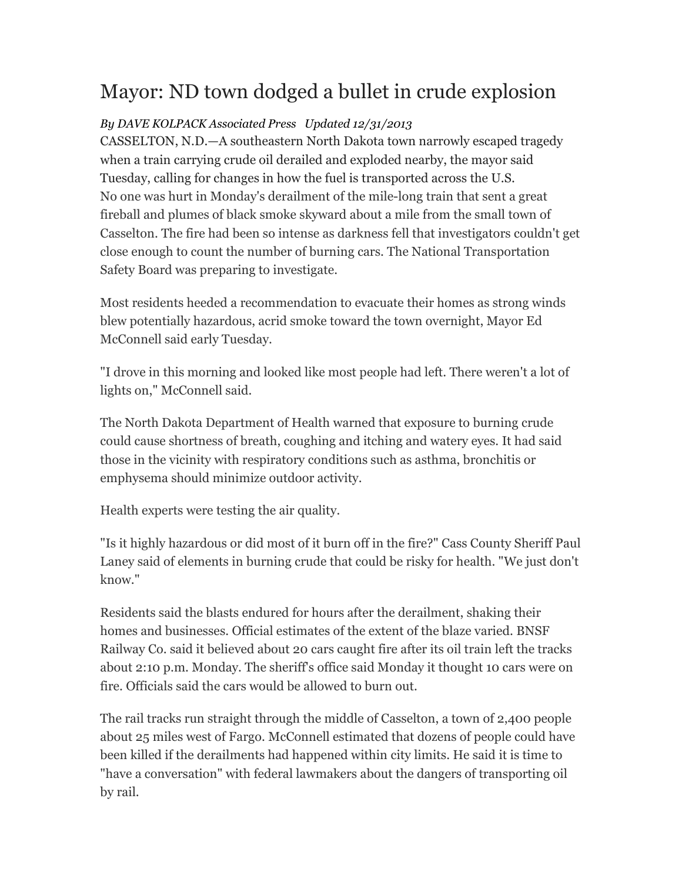# Mayor: ND town dodged a bullet in crude explosion

*By DAVE KOLPACK Associated Press Updated 12/31/2013*

CASSELTON, N.D.—A southeastern North Dakota town narrowly escaped tragedy when a train carrying crude oil derailed and exploded nearby, the mayor said Tuesday, calling for changes in how the fuel is transported across the U.S.

No one was hurt in Monday's derailment of the mile-long train that sent a great fireball and plumes of black smoke skyward about a mile from the small town of Casselton. The fire had been so intense as darkness fell that investigators couldn't get close enough to count the number of burning cars. The National Transportation Safety Board was preparing to investigate.

Most residents heeded a recommendation to evacuate their homes as strong winds blew potentially hazardous, acrid smoke toward the town overnight, Mayor Ed McConnell said early Tuesday.

"I drove in this morning and looked like most people had left. There weren't a lot of lights on," McConnell said.

The North Dakota Department of Health warned that exposure to burning crude could cause shortness of breath, coughing and itching and watery eyes. It had said those in the vicinity with respiratory conditions such as asthma, bronchitis or emphysema should minimize outdoor activity.

Health experts were testing the air quality.

"Is it highly hazardous or did most of it burn off in the fire?" Cass County Sheriff Paul Laney said of elements in burning crude that could be risky for health. "We just don't know."

Residents said the blasts endured for hours after the derailment, shaking their homes and businesses. Official estimates of the extent of the blaze varied. BNSF Railway Co. said it believed about 20 cars caught fire after its oil train left the tracks about 2:10 p.m. Monday. The sheriff's office said Monday it thought 10 cars were on fire. Officials said the cars would be allowed to burn out.

The rail tracks run straight through the middle of Casselton, a town of 2,400 people about 25 miles west of Fargo. McConnell estimated that dozens of people could have been killed if the derailments had happened within city limits. He said it is time to "have a conversation" with federal lawmakers about the dangers of transporting oil by rail.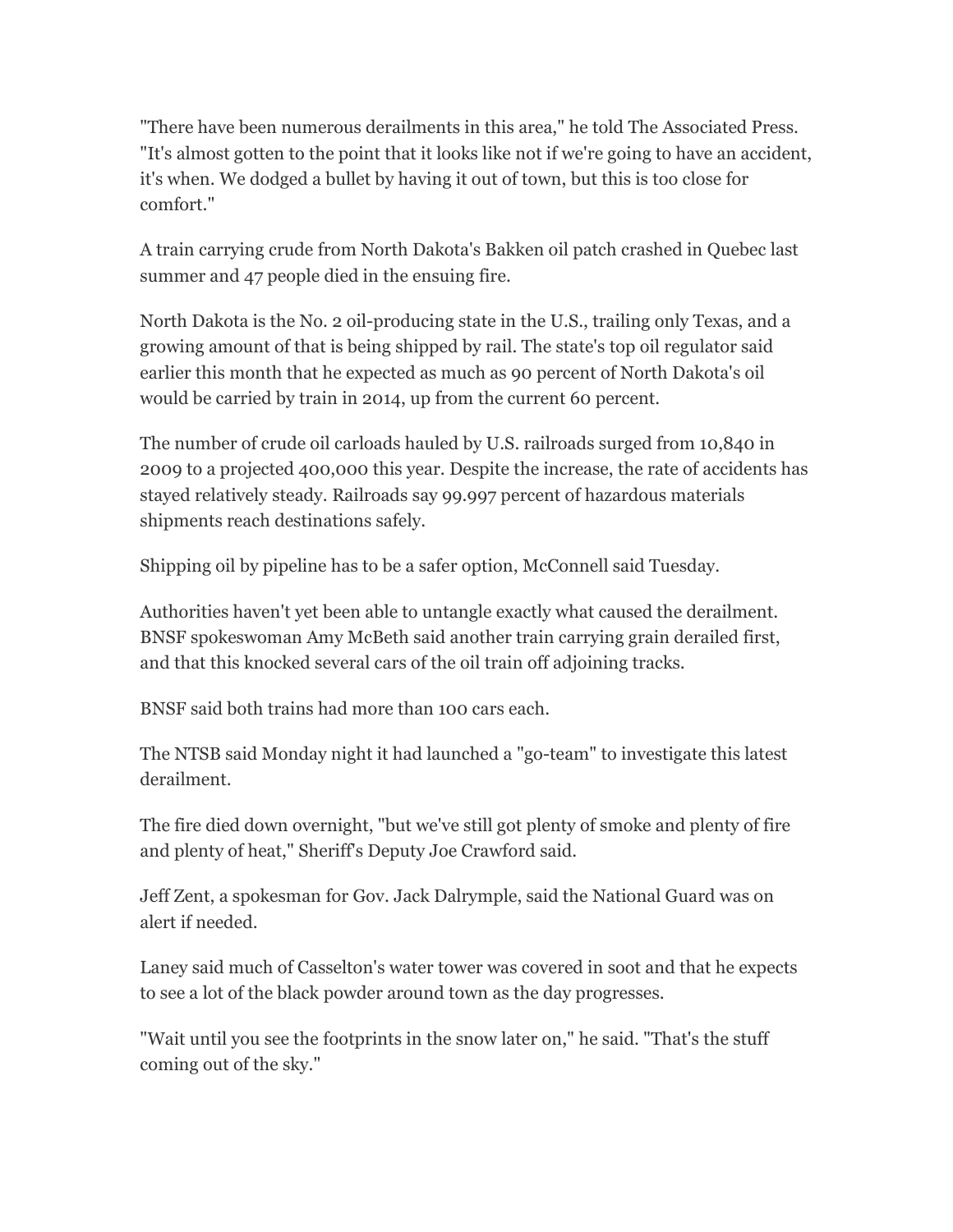"There have been numerous derailments in this area," he told The Associated Press. "It's almost gotten to the point that it looks like not if we're going to have an accident, it's when. We dodged a bullet by having it out of town, but this is too close for comfort."

A train carrying crude from North Dakota's Bakken oil patch crashed in Quebec last summer and 47 people died in the ensuing fire.

North Dakota is the No. 2 oil-producing state in the U.S., trailing only Texas, and a growing amount of that is being shipped by rail. The state's top oil regulator said earlier this month that he expected as much as 90 percent of North Dakota's oil would be carried by train in 2014, up from the current 60 percent.

The number of crude oil carloads hauled by U.S. railroads surged from 10,840 in 2009 to a projected 400,000 this year. Despite the increase, the rate of accidents has stayed relatively steady. Railroads say 99.997 percent of hazardous materials shipments reach destinations safely.

Shipping oil by pipeline has to be a safer option, McConnell said Tuesday.

Authorities haven't yet been able to untangle exactly what caused the derailment. BNSF spokeswoman Amy McBeth said another train carrying grain derailed first, and that this knocked several cars of the oil train off adjoining tracks.

BNSF said both trains had more than 100 cars each.

The NTSB said Monday night it had launched a "go-team" to investigate this latest derailment.

The fire died down overnight, "but we've still got plenty of smoke and plenty of fire and plenty of heat," Sheriff's Deputy Joe Crawford said.

Jeff Zent, a spokesman for Gov. Jack Dalrymple, said the National Guard was on alert if needed.

Laney said much of Casselton's water tower was covered in soot and that he expects to see a lot of the black powder around town as the day progresses.

"Wait until you see the footprints in the snow later on," he said. "That's the stuff coming out of the sky."